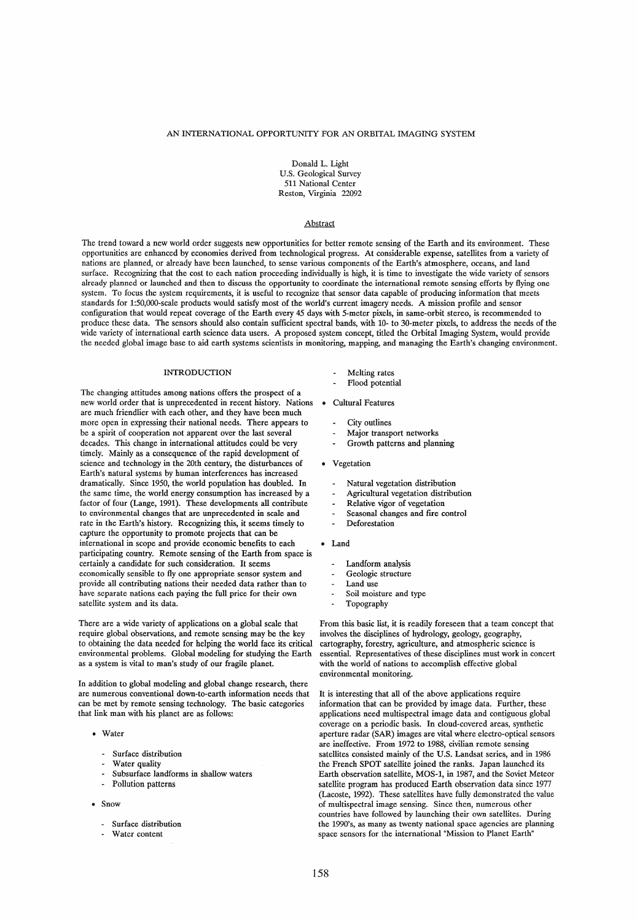# AN INTERNATIONAL OPPORTUNITY FOR AN ORBITAL IMAGING SYSTEM

Donald L. Light
U.S. Geological Survey
511 National Center
Reston, Virginia 22092

## Abstract

The trend toward a new world order suggests new opportunities for better remote sensing of the Earth and its environment. These opportunities are enhanced by economies derived from technological progress. At considerable expense, satellites from a variety of nations are planned, or already have been launched, to sense various components of the Earth's atmosphere, oceans, and land surface. Recognizing that the cost to each nation proceeding individually is high, it is time to investigate the wide variety of sensors already planned or launched and then to discuss the opportunity to coordinate the international remote sensing efforts by flying one system. To focus the system requirements, it is useful to recognize that sensor data capable of producing information that meets standards for 1:50,000-scale products would satisfy most of the world's current imagery needs. A mission profile and sensor configuration that would repeat coverage of the Earth every 45 days with 5-meter pixels, in same-orbit stereo, is recommended to produce these data. The sensors should also contain sufficient spectral bands, with 10- to 30-meter pixels, to address the needs of the wide variety of international earth science data users. A proposed system concept, titled the Orbital Imaging System, would provide the needed global image base to aid earth systems scientists in monitoring, mapping, and managing the Earth's changing environment.

## INTRODUCTION

The changing attitudes among nations offers the prospect of a new world order that is unprecedented in recent history. Nations are much friendlier with each other, and they have been much more open in expressing their national needs. There appears to be a spirit of cooperation not apparent over the last several decades. This change in international attitudes could be very timely. Mainly as a consequence of the rapid development of science and technology in the 20th century, the disturbances of Earth's natural systems by human interferences has increased dramatically. Since 1950, the world population has doubled. In the same time, the world energy consumption has increased by a factor of four (Lange, 1991). These developments all contribute to environmental changes that are unprecedented in scale and rate in the Earth's history. Recognizing this, it seems timely to capture the opportunity to promote projects that can be international in scope and provide economic benefits to each participating country. Remote sensing of the Earth from space is certainly a candidate for such consideration. It seems economically sensible to fly one appropriate sensor system and provide all contributing nations their needed data rather than to have separate nations each paying the full price for their own satellite system and its data.

There are a wide variety of applications on a global scale that require global observations, and remote sensing may be the key to obtaining the data needed for helping the world face its critical environmental problems. Global modeling for studying the Earth as a system is vital to man's study of our fragile planet.

In addition to global modeling and global change research, there are numerous conventional down-to-earth information needs that can be met by remote sensing technology. The basic categories that link man with his planet are as follows:

- Water
  - Surface distribution
  - Water quality
  - Subsurface landforms in shallow waters
  - Pollution patterns
- Snow
  - Surface distribution
  - Water content
  - Melting rates
  - Flood potential
- Cultural Features
  - City outlines
  - Major transport networks
  - Growth patterns and planning
- Vegetation
  - Natural vegetation distribution
  - Agricultural vegetation distribution
  - Relative vigor of vegetation
  - Seasonal changes and fire control
  - Deforestation
- Land
  - Landform analysis
  - Geologic structure
  - Land use
  - Soil moisture and type
  - Topography

From this basic list, it is readily foreseen that a team concept that involves the disciplines of hydrology, geology, geography, cartography, forestry, agriculture, and atmospheric science is essential. Representatives of these disciplines must work in concert with the world of nations to accomplish effective global environmental monitoring.

It is interesting that all of the above applications require information that can be provided by image data. Further, these applications need multispectral image data and contiguous global coverage on a periodic basis. In cloud-covered areas, synthetic aperture radar (SAR) images are vital where electro-optical sensors are ineffective. From 1972 to 1988, civilian remote sensing satellites consisted mainly of the U.S. Landsat series, and in 1986 the French SPOT satellite joined the ranks. Japan launched its Earth observation satellite, MOS-1, in 1987, and the Soviet Meteor satellite program has produced Earth observation data since 1977 (Lacoste, 1992). These satellites have fully demonstrated the value of multispectral image sensing. Since then, numerous other countries have followed by launching their own satellites. During the 1990's, as many as twenty national space agencies are planning space sensors for the international "Mission to Planet Earth"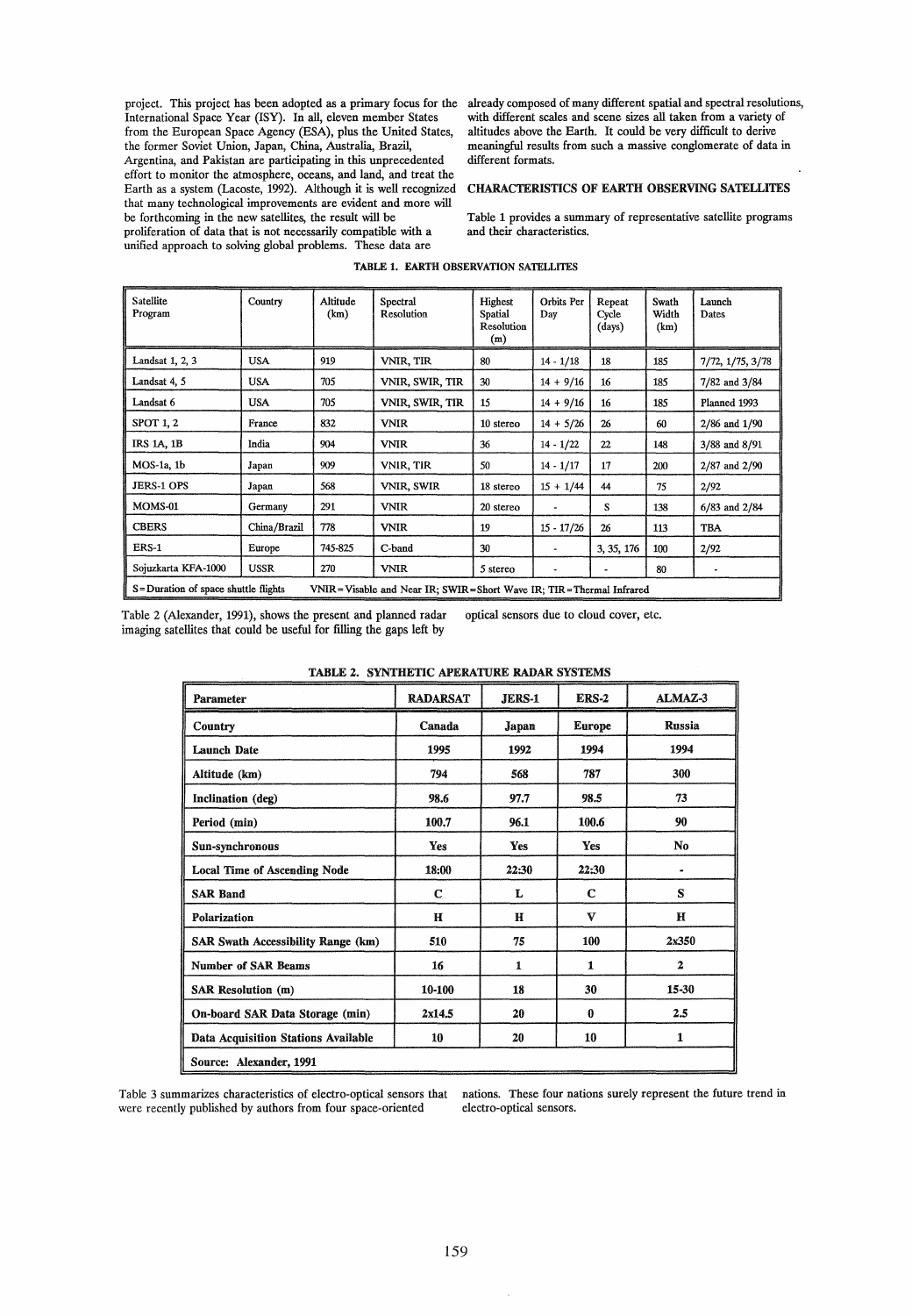project. This project has been adopted as a primary focus for the International Space Year (ISY). In all, eleven member States from the European Space Agency (ESA), plus the United States, the former Soviet Union, Japan, China, Australia, Brazil, Argentina, and Pakistan are participating in this unprecedented effort to monitor the atmosphere, oceans, and land, and treat the Earth as a system (Lacoste, 1992). Although it is well recognized that many technological improvements are evident and more will be forthcoming in the new satellites, the result will be proliferation of data that is not necessarily compatible with a unified approach to solving global problems. These data are already composed of many different spatial and spectral resolutions, with different scales and scene sizes all taken from a variety of altitudes above the Earth. It could be very difficult to derive meaningful results from such a massive conglomerate of data in different formats.

## CHARACTERISTICS OF EARTH OBSERVING SATELLITES

Table 1 provides a summary of representative satellite programs and their characteristics.

**TABLE 1. EARTH OBSERVATION SATELLITES**

| Satellite Program | Country | Altitude (km) | Spectral Resolution | Highest Spatial Resolution (m) | Orbits Per Day | Repeat Cycle (days) | Swath Width (km) | Launch Dates |
|---|---|---|---|---|---|---|---|---|
| Landsat 1, 2, 3 | USA | 919 | VNIR, TIR | 80 | 14 - 1/18 | 18 | 185 | 7/72, 1/75, 3/78 |
| Landsat 4, 5 | USA | 705 | VNIR, SWIR, TIR | 30 | 14 + 9/16 | 16 | 185 | 7/82 and 3/84 |
| Landsat 6 | USA | 705 | VNIR, SWIR, TIR | 15 | 14 + 9/16 | 16 | 185 | Planned 1993 |
| SPOT 1, 2 | France | 832 | VNIR | 10 stereo | 14 + 5/26 | 26 | 60 | 2/86 and 1/90 |
| IRS 1A, 1B | India | 904 | VNIR | 36 | 14 - 1/22 | 22 | 148 | 3/88 and 8/91 |
| MOS-1a, 1b | Japan | 909 | VNIR, TIR | 50 | 14 - 1/17 | 17 | 200 | 2/87 and 2/90 |
| JERS-1 OPS | Japan | 568 | VNIR, SWIR | 18 stereo | 15 + 1/44 | 44 | 75 | 2/92 |
| MOMS-01 | Germany | 291 | VNIR | 20 stereo | - | S | 138 | 6/83 and 2/84 |
| CBERS | China/Brazil | 778 | VNIR | 19 | 15 - 17/26 | 26 | 113 | TBA |
| ERS-1 | Europe | 745-825 | C-band | 30 | - | 3, 35, 176 | 100 | 2/92 |
| Sojuzkarta KFA-1000 | USSR | 270 | VNIR | 5 stereo | - | - | 80 | - |
| S=Duration of space shuttle flights | VNIR=Visable and Near IR; SWIR=Short Wave IR; TIR=Thermal Infrared | | | | | | | |

Table 2 (Alexander, 1991), shows the present and planned radar imaging satellites that could be useful for filling the gaps left by optical sensors due to cloud cover, etc.

**TABLE 2. SYNTHETIC APERATURE RADAR SYSTEMS**

| Parameter | RADARSAT | JERS-1 | ERS-2 | ALMAZ-3 |
|---|---|---|---|---|
| Country | Canada | Japan | Europe | Russia |
| Launch Date | 1995 | 1992 | 1994 | 1994 |
| Altitude (km) | 794 | 568 | 787 | 300 |
| Inclination (deg) | 98.6 | 97.7 | 98.5 | 73 |
| Period (min) | 100.7 | 96.1 | 100.6 | 90 |
| Sun-synchronous | Yes | Yes | Yes | No |
| Local Time of Ascending Node | 18:00 | 22:30 | 22:30 | - |
| SAR Band | C | L | C | S |
| Polarization | H | H | V | H |
| SAR Swath Accessibility Range (km) | 510 | 75 | 100 | 2x350 |
| Number of SAR Beams | 16 | 1 | 1 | 2 |
| SAR Resolution (m) | 10-100 | 18 | 30 | 15-30 |
| On-board SAR Data Storage (min) | 2x14.5 | 20 | 0 | 2.5 |
| Data Acquisition Stations Available | 10 | 20 | 10 | 1 |
| Source: Alexander, 1991 | | | | |

Table 3 summarizes characteristics of electro-optical sensors that were recently published by authors from four space-oriented nations. These four nations surely represent the future trend in electro-optical sensors.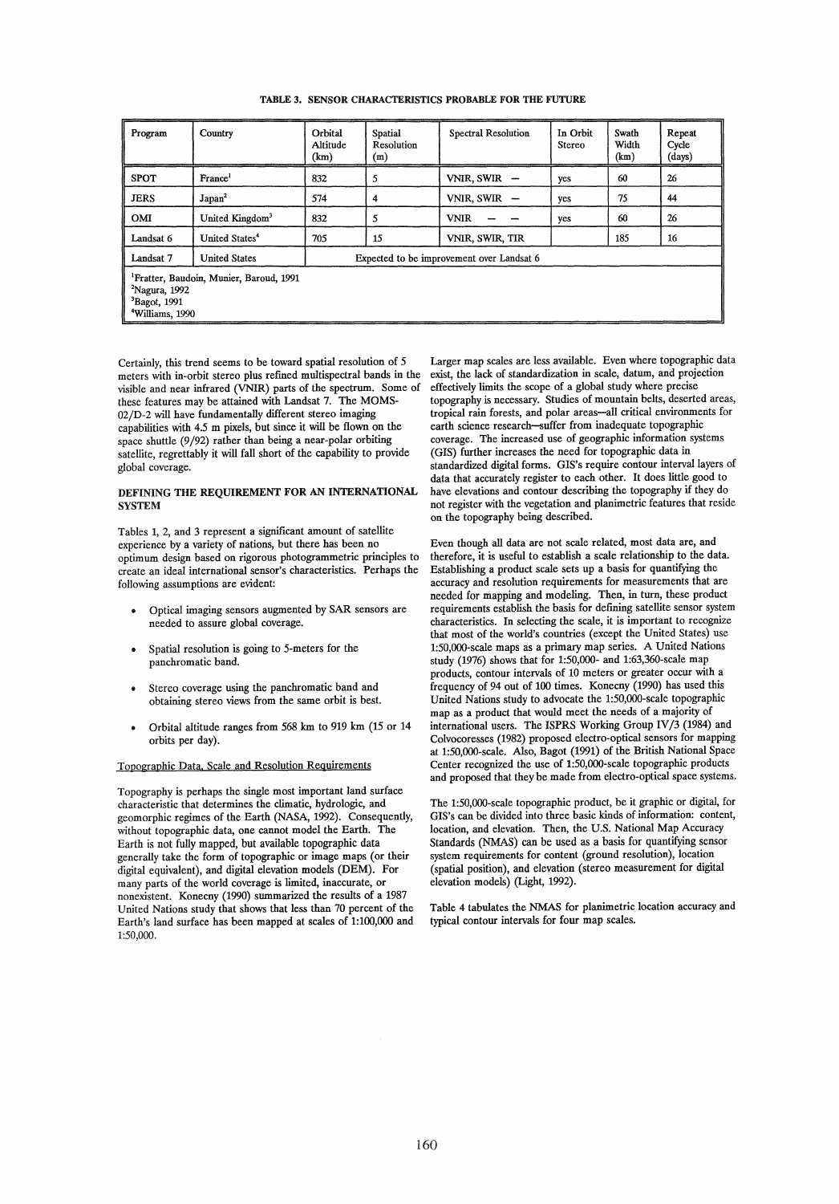**TABLE 3. SENSOR CHARACTERISTICS PROBABLE FOR THE FUTURE**

| Program | Country | Orbital Altitude (km) | Spatial Resolution (m) | Spectral Resolution | In Orbit Stereo | Swath Width (km) | Repeat Cycle (days) |
|---|---|---|---|---|---|---|---|
| SPOT | France[1] | 832 | 5 | VNIR, SWIR — | yes | 60 | 26 |
| JERS | Japan[2] | 574 | 4 | VNIR, SWIR — | yes | 75 | 44 |
| OMI | United Kingdom[3] | 832 | 5 | VNIR — — | yes | 60 | 26 |
| Landsat 6 | United States[4] | 705 | 15 | VNIR, SWIR, TIR | | 185 | 16 |
| Landsat 7 | United States | Expected to be improvement over Landsat 6 | | | | | |

[1]Fratter, Baudoin, Munier, Baroud, 1991
[2]Nagura, 1992
[3]Bagot, 1991
[4]Williams, 1990

Certainly, this trend seems to be toward spatial resolution of 5 meters with in-orbit stereo plus refined multispectral bands in the visible and near infrared (VNIR) parts of the spectrum. Some of these features may be attained with Landsat 7. The MOMS-02/D-2 will have fundamentally different stereo imaging capabilities with 4.5 m pixels, but since it will be flown on the space shuttle (9/92) rather than being a near-polar orbiting satellite, regrettably it will fall short of the capability to provide global coverage.

## DEFINING THE REQUIREMENT FOR AN INTERNATIONAL SYSTEM

Tables 1, 2, and 3 represent a significant amount of satellite experience by a variety of nations, but there has been no optimum design based on rigorous photogrammetric principles to create an ideal international sensor's characteristics. Perhaps the following assumptions are evident:

- Optical imaging sensors augmented by SAR sensors are needed to assure global coverage.
- Spatial resolution is going to 5-meters for the panchromatic band.
- Stereo coverage using the panchromatic band and obtaining stereo views from the same orbit is best.
- Orbital altitude ranges from 568 km to 919 km (15 or 14 orbits per day).

### Topographic Data, Scale and Resolution Requirements

Topography is perhaps the single most important land surface characteristic that determines the climatic, hydrologic, and geomorphic regimes of the Earth (NASA, 1992). Consequently, without topographic data, one cannot model the Earth. The Earth is not fully mapped, but available topographic data generally take the form of topographic or image maps (or their digital equivalent), and digital elevation models (DEM). For many parts of the world coverage is limited, inaccurate, or nonexistent. Konecny (1990) summarized the results of a 1987 United Nations study that shows that less than 70 percent of the Earth's land surface has been mapped at scales of 1:100,000 and 1:50,000.

Larger map scales are less available. Even where topographic data exist, the lack of standardization in scale, datum, and projection effectively limits the scope of a global study where precise topography is necessary. Studies of mountain belts, deserted areas, tropical rain forests, and polar areas—all critical environments for earth science research—suffer from inadequate topographic coverage. The increased use of geographic information systems (GIS) further increases the need for topographic data in standardized digital forms. GIS's require contour interval layers of data that accurately register to each other. It does little good to have elevations and contour describing the topography if they do not register with the vegetation and planimetric features that reside on the topography being described.

Even though all data are not scale related, most data are, and therefore, it is useful to establish a scale relationship to the data. Establishing a product scale sets up a basis for quantifying the accuracy and resolution requirements for measurements that are needed for mapping and modeling. Then, in turn, these product requirements establish the basis for defining satellite sensor system characteristics. In selecting the scale, it is important to recognize that most of the world's countries (except the United States) use 1:50,000-scale maps as a primary map series. A United Nations study (1976) shows that for 1:50,000- and 1:63,360-scale map products, contour intervals of 10 meters or greater occur with a frequency of 94 out of 100 times. Konecny (1990) has used this United Nations study to advocate the 1:50,000-scale topographic map as a product that would meet the needs of a majority of international users. The ISPRS Working Group IV/3 (1984) and Colvocoresses (1982) proposed electro-optical sensors for mapping at 1:50,000-scale. Also, Bagot (1991) of the British National Space Center recognized the use of 1:50,000-scale topographic products and proposed that they be made from electro-optical space systems.

The 1:50,000-scale topographic product, be it graphic or digital, for GIS's can be divided into three basic kinds of information: content, location, and elevation. Then, the U.S. National Map Accuracy Standards (NMAS) can be used as a basis for quantifying sensor system requirements for content (ground resolution), location (spatial position), and elevation (stereo measurement for digital elevation models) (Light, 1992).

Table 4 tabulates the NMAS for planimetric location accuracy and typical contour intervals for four map scales.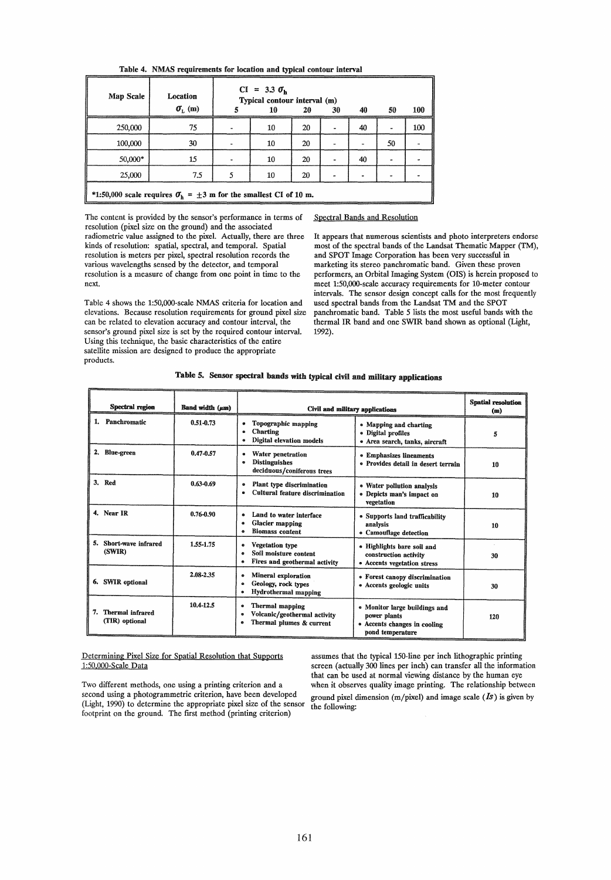Table 4. NMAS requirements for location and typical contour interval

| Map Scale | Location $\sigma_L$ (m) | $CI = 3.3\,\sigma_h$ Typical contour interval (m) 5 | 10 | 20 | 30 | 40 | 50 | 100 |
|---|---|---|---|---|---|---|---|---|
| 250,000 | 75 | - | 10 | 20 | - | 40 | - | 100 |
| 100,000 | 30 | - | 10 | 20 | - | - | 50 | - |
| 50,000* | 15 | - | 10 | 20 | - | 40 | - | - |
| 25,000 | 7.5 | 5 | 10 | 20 | - | - | - | - |

*1:50,000 scale requires $\sigma_h = \pm 3$ m for the smallest CI of 10 m.

The content is provided by the sensor's performance in terms of resolution (pixel size on the ground) and the associated radiometric value assigned to the pixel. Actually, there are three kinds of resolution: spatial, spectral, and temporal. Spatial resolution is meters per pixel, spectral resolution records the various wavelengths sensed by the detector, and temporal resolution is a measure of change from one point in time to the next.

Table 4 shows the 1:50,000-scale NMAS criteria for location and elevations. Because resolution requirements for ground pixel size can be related to elevation accuracy and contour interval, the sensor's ground pixel size is set by the required contour interval. Using this technique, the basic characteristics of the entire satellite mission are designed to produce the appropriate products.

Spectral Bands and Resolution

It appears that numerous scientists and photo interpreters endorse most of the spectral bands of the Landsat Thematic Mapper (TM), and SPOT Image Corporation has been very successful in marketing its stereo panchromatic band. Given these proven performers, an Orbital Imaging System (OIS) is herein proposed to meet 1:50,000-scale accuracy requirements for 10-meter contour intervals. The sensor design concept calls for the most frequently used spectral bands from the Landsat TM and the SPOT panchromatic band. Table 5 lists the most useful bands with the thermal IR band and one SWIR band shown as optional (Light, 1992).

Table 5. Sensor spectral bands with typical civil and military applications

| Spectral region | Band width (μm) | Civil and military applications | | Spatial resolution (m) |
|---|---|---|---|---|
| 1. Panchromatic | 0.51-0.73 | • Topographic mapping<br>• Charting<br>• Digital elevation models | • Mapping and charting<br>• Digital profiles<br>• Area search, tanks, aircraft | 5 |
| 2. Blue-green | 0.47-0.57 | • Water penetration<br>• Distinguishes deciduous/coniferous trees | • Emphasizes lineaments<br>• Provides detail in desert terrain | 10 |
| 3. Red | 0.63-0.69 | • Plant type discrimination<br>• Cultural feature discrimination | • Water pollution analysis<br>• Depicts man's impact on vegetation | 10 |
| 4. Near IR | 0.76-0.90 | • Land to water interface<br>• Glacier mapping<br>• Biomass content | • Supports land trafficability analysis<br>• Camouflage detection | 10 |
| 5. Short-wave infrared (SWIR) | 1.55-1.75 | • Vegetation type<br>• Soil moisture content<br>• Fires and geothermal activity | • Highlights bare soil and construction activity<br>• Accents vegetation stress | 30 |
| 6. SWIR optional | 2.08-2.35 | • Mineral exploration<br>• Geology, rock types<br>• Hydrothermal mapping | • Forest canopy discrimination<br>• Accents geologic units | 30 |
| 7. Thermal infrared (TIR) optional | 10.4-12.5 | • Thermal mapping<br>• Volcanic/geothermal activity<br>• Thermal plumes & current | • Monitor large buildings and power plants<br>• Accents changes in cooling pond temperature | 120 |

Determining Pixel Size for Spatial Resolution that Supports 1:50,000-Scale Data

Two different methods, one using a printing criterion and a second using a photogrammetric criterion, have been developed (Light, 1990) to determine the appropriate pixel size of the sensor footprint on the ground. The first method (printing criterion) assumes that the typical 150-line per inch lithographic printing screen (actually 300 lines per inch) can transfer all the information that can be used at normal viewing distance by the human eye when it observes quality image printing. The relationship between ground pixel dimension (m/pixel) and image scale ($Is$) is given by the following: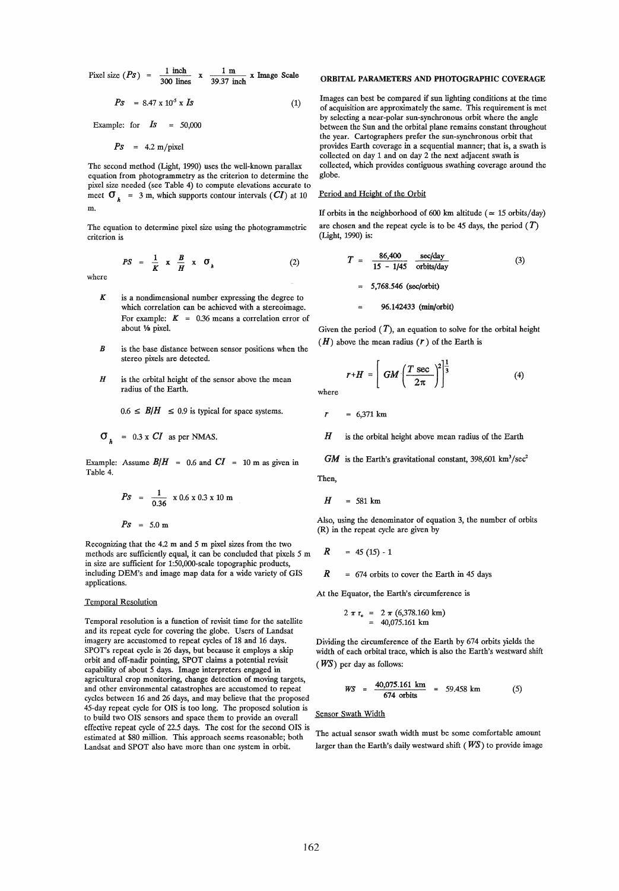$$\text{Pixel size } (Ps) = \frac{1 \text{ inch}}{300 \text{ lines}} \times \frac{1 \text{ m}}{39.37 \text{ inch}} \times \text{Image Scale}$$

$$Ps = 8.47 \times 10^{-5} \times Is \tag{1}$$

Example: for $Is = 50{,}000$

$$Ps = 4.2 \text{ m/pixel}$$

The second method (Light, 1990) uses the well-known parallax equation from photogrammetry as the criterion to determine the pixel size needed (see Table 4) to compute elevations accurate to meet $\sigma_h = 3$ m, which supports contour intervals ($CI$) at 10 m.

The equation to determine pixel size using the photogrammetric criterion is

$$PS = \frac{1}{K} \times \frac{B}{H} \times \sigma_h \tag{2}$$

where

- $K$ is a nondimensional number expressing the degree to which correlation can be achieved with a stereoimage. For example: $K = 0.36$ means a correlation error of about ⅓ pixel.
- $B$ is the base distance between sensor positions when the stereo pixels are detected.
- $H$ is the orbital height of the sensor above the mean radius of the Earth.

$0.6 \leq B/H \leq 0.9$ is typical for space systems.

$\sigma_h = 0.3 \times CI$ as per NMAS.

Example: Assume $B/H = 0.6$ and $CI = 10$ m as given in Table 4.

$$Ps = \frac{1}{0.36} \times 0.6 \times 0.3 \times 10 \text{ m}$$

$$Ps = 5.0 \text{ m}$$

Recognizing that the 4.2 m and 5 m pixel sizes from the two methods are sufficiently equal, it can be concluded that pixels 5 m in size are sufficient for 1:50,000-scale topographic products, including DEM's and image map data for a wide variety of GIS applications.

### Temporal Resolution

Temporal resolution is a function of revisit time for the satellite and its repeat cycle for covering the globe. Users of Landsat imagery are accustomed to repeat cycles of 18 and 16 days. SPOT's repeat cycle is 26 days, but because it employs a skip orbit and off-nadir pointing, SPOT claims a potential revisit capability of about 5 days. Image interpreters engaged in agricultural crop monitoring, change detection of moving targets, and other environmental catastrophes are accustomed to repeat cycles between 16 and 26 days, and may believe that the proposed 45-day repeat cycle for OIS is too long. The proposed solution is to build two OIS sensors and space them to provide an overall effective repeat cycle of 22.5 days. The cost for the second OIS is estimated at $80 million. This approach seems reasonable; both Landsat and SPOT also have more than one system in orbit.

## ORBITAL PARAMETERS AND PHOTOGRAPHIC COVERAGE

Images can best be compared if sun lighting conditions at the time of acquisition are approximately the same. This requirement is met by selecting a near-polar sun-synchronous orbit where the angle between the Sun and the orbital plane remains constant throughout the year. Cartographers prefer the sun-synchronous orbit that provides Earth coverage in a sequential manner; that is, a swath is collected on day 1 and on day 2 the next adjacent swath is collected, which provides contiguous swathing coverage around the globe.

### Period and Height of the Orbit

If orbits in the neighborhood of 600 km altitude ($\approx$ 15 orbits/day) are chosen and the repeat cycle is to be 45 days, the period ($T$) (Light, 1990) is:

$$T = \frac{86{,}400}{15 - 1/45} \quad \frac{\text{sec/day}}{\text{orbits/day}} \tag{3}$$

$$= 5{,}768.546 \text{ (sec/orbit)}$$

$$= 96.142433 \text{ (min/orbit)}$$

Given the period ($T$), an equation to solve for the orbital height ($H$) above the mean radius ($r$) of the Earth is

$$r + H = \left[ GM \left( \frac{T \text{ sec}}{2\pi} \right)^2 \right]^{\frac{1}{3}} \tag{4}$$

where

$r$ = 6,371 km

$H$ is the orbital height above mean radius of the Earth

$GM$ is the Earth's gravitational constant, 398,601 km$^3$/sec$^2$

Then,

$$H = 581 \text{ km}$$

Also, using the denominator of equation 3, the number of orbits (R) in the repeat cycle are given by

$$R = 45\,(15) - 1$$

$$R = 674 \text{ orbits to cover the Earth in 45 days}$$

At the Equator, the Earth's circumference is

$$2\pi r_e = 2\pi\,(6{,}378.160 \text{ km}) = 40{,}075.161 \text{ km}$$

Dividing the circumference of the Earth by 674 orbits yields the width of each orbital trace, which is also the Earth's westward shift ($WS$) per day as follows:

$$WS = \frac{40{,}075.161 \text{ km}}{674 \text{ orbits}} = 59.458 \text{ km} \tag{5}$$

### Sensor Swath Width

The actual sensor swath width must be some comfortable amount larger than the Earth's daily westward shift ($WS$) to provide image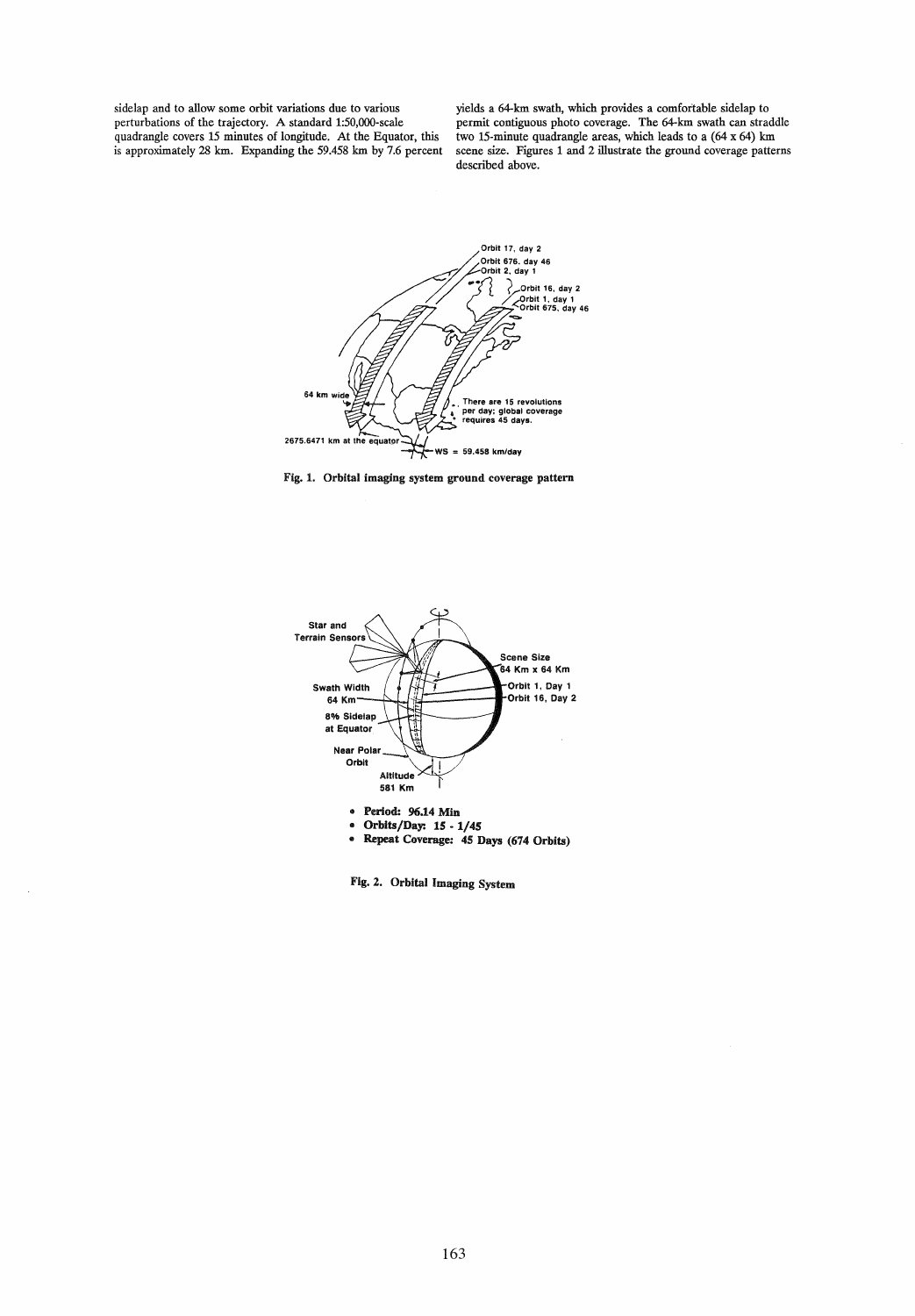sidelap and to allow some orbit variations due to various perturbations of the trajectory. A standard 1:50,000-scale quadrangle covers 15 minutes of longitude. At the Equator, this is approximately 28 km. Expanding the 59.458 km by 7.6 percent yields a 64-km swath, which provides a comfortable sidelap to permit contiguous photo coverage. The 64-km swath can straddle two 15-minute quadrangle areas, which leads to a (64 x 64) km scene size. Figures 1 and 2 illustrate the ground coverage patterns described above.

**Fig. 1. Orbital imaging system ground coverage pattern**

- **Period: 96.14 Min**
- **Orbits/Day: 15 - 1/45**
- **Repeat Coverage: 45 Days (674 Orbits)**

**Fig. 2. Orbital Imaging System**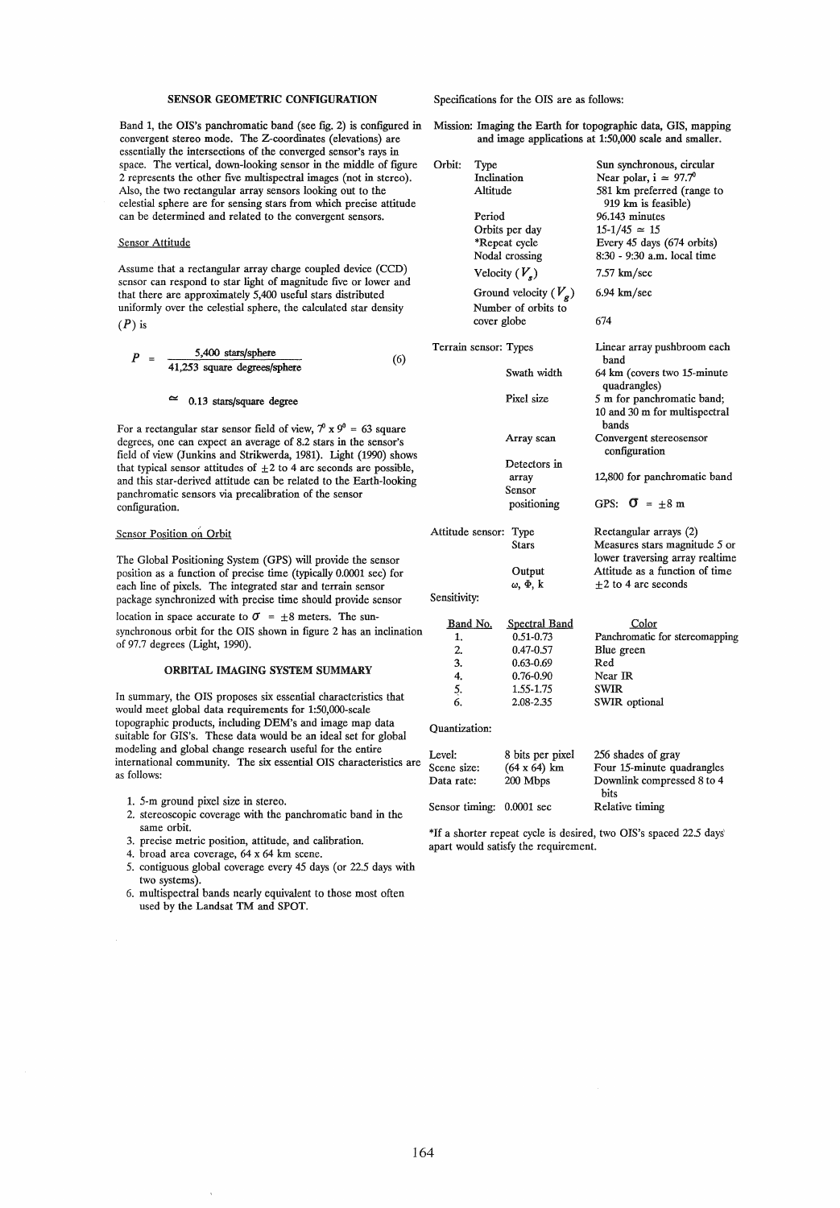### SENSOR GEOMETRIC CONFIGURATION

Band 1, the OIS's panchromatic band (see fig. 2) is configured in convergent stereo mode. The Z-coordinates (elevations) are essentially the intersections of the converged sensor's rays in space. The vertical, down-looking sensor in the middle of figure 2 represents the other five multispectral images (not in stereo). Also, the two rectangular array sensors looking out to the celestial sphere are for sensing stars from which precise attitude can be determined and related to the convergent sensors.

#### Sensor Attitude

Assume that a rectangular array charge coupled device (CCD) sensor can respond to star light of magnitude five or lower and that there are approximately 5,400 useful stars distributed uniformly over the celestial sphere, the calculated star density ($P$) is

$$P = \frac{5{,}400 \text{ stars/sphere}}{41{,}253 \text{ square degrees/sphere}} \qquad (6)$$

$$\simeq 0.13 \text{ stars/square degree}$$

For a rectangular star sensor field of view, $7^0 \times 9^0 = 63$ square degrees, one can expect an average of 8.2 stars in the sensor's field of view (Junkins and Strikwerda, 1981). Light (1990) shows that typical sensor attitudes of $\pm 2$ to 4 arc seconds are possible, and this star-derived attitude can be related to the Earth-looking panchromatic sensors via precalibration of the sensor configuration.

#### Sensor Position on Orbit

The Global Positioning System (GPS) will provide the sensor position as a function of precise time (typically 0.0001 sec) for each line of pixels. The integrated star and terrain sensor package synchronized with precise time should provide sensor location in space accurate to $\sigma = \pm 8$ meters. The sun-synchronous orbit for the OIS shown in figure 2 has an inclination of 97.7 degrees (Light, 1990).

### ORBITAL IMAGING SYSTEM SUMMARY

In summary, the OIS proposes six essential characteristics that would meet global data requirements for 1:50,000-scale topographic products, including DEM's and image map data suitable for GIS's. These data would be an ideal set for global modeling and global change research useful for the entire international community. The six essential OIS characteristics are as follows:

1. 5-m ground pixel size in stereo.
2. stereoscopic coverage with the panchromatic band in the same orbit.
3. precise metric position, attitude, and calibration.
4. broad area coverage, 64 x 64 km scene.
5. contiguous global coverage every 45 days (or 22.5 days with two systems).
6. multispectral bands nearly equivalent to those most often used by the Landsat TM and SPOT.

Specifications for the OIS are as follows:

**Mission: Imaging the Earth for topographic data, GIS, mapping and image applications at 1:50,000 scale and smaller.**

| | | |
|---|---|---|
| Orbit: | Type | Sun synchronous, circular |
| | Inclination | Near polar, $i \simeq 97.7^0$ |
| | Altitude | 581 km preferred (range to 919 km is feasible) |
| | Period | 96.143 minutes |
| | Orbits per day | $15\text{-}1/45 \simeq 15$ |
| | *Repeat cycle | Every 45 days (674 orbits) |
| | Nodal crossing | 8:30 - 9:30 a.m. local time |
| | Velocity ($V_s$) | 7.57 km/sec |
| | Ground velocity ($V_g$) | 6.94 km/sec |
| | Number of orbits to cover globe | 674 |
| Terrain sensor: | Types | Linear array pushbroom each band |
| | Swath width | 64 km (covers two 15-minute quadrangles) |
| | Pixel size | 5 m for panchromatic band; 10 and 30 m for multispectral bands |
| | Array scan | Convergent stereosensor configuration |
| | Detectors in array | 12,800 for panchromatic band |
| | Sensor positioning | GPS: $\sigma = \pm 8$ m |
| Attitude sensor: | Type | Rectangular arrays (2) |
| | Stars | Measures stars magnitude 5 or lower traversing array realtime |
| | Output | Attitude as a function of time |
| | $\omega$, $\Phi$, k | $\pm 2$ to 4 arc seconds |

Sensitivity:

| Band No. | Spectral Band | Color |
|---|---|---|
| 1. | 0.51-0.73 | Panchromatic for stereomapping |
| 2. | 0.47-0.57 | Blue green |
| 3. | 0.63-0.69 | Red |
| 4. | 0.76-0.90 | Near IR |
| 5. | 1.55-1.75 | SWIR |
| 6. | 2.08-2.35 | SWIR optional |

Quantization:

| | | |
|---|---|---|
| Level: | 8 bits per pixel | 256 shades of gray |
| Scene size: | (64 x 64) km | Four 15-minute quadrangles |
| Data rate: | 200 Mbps | Downlink compressed 8 to 4 bits |
| Sensor timing: | 0.0001 sec | Relative timing |

*If a shorter repeat cycle is desired, two OIS's spaced 22.5 days apart would satisfy the requirement.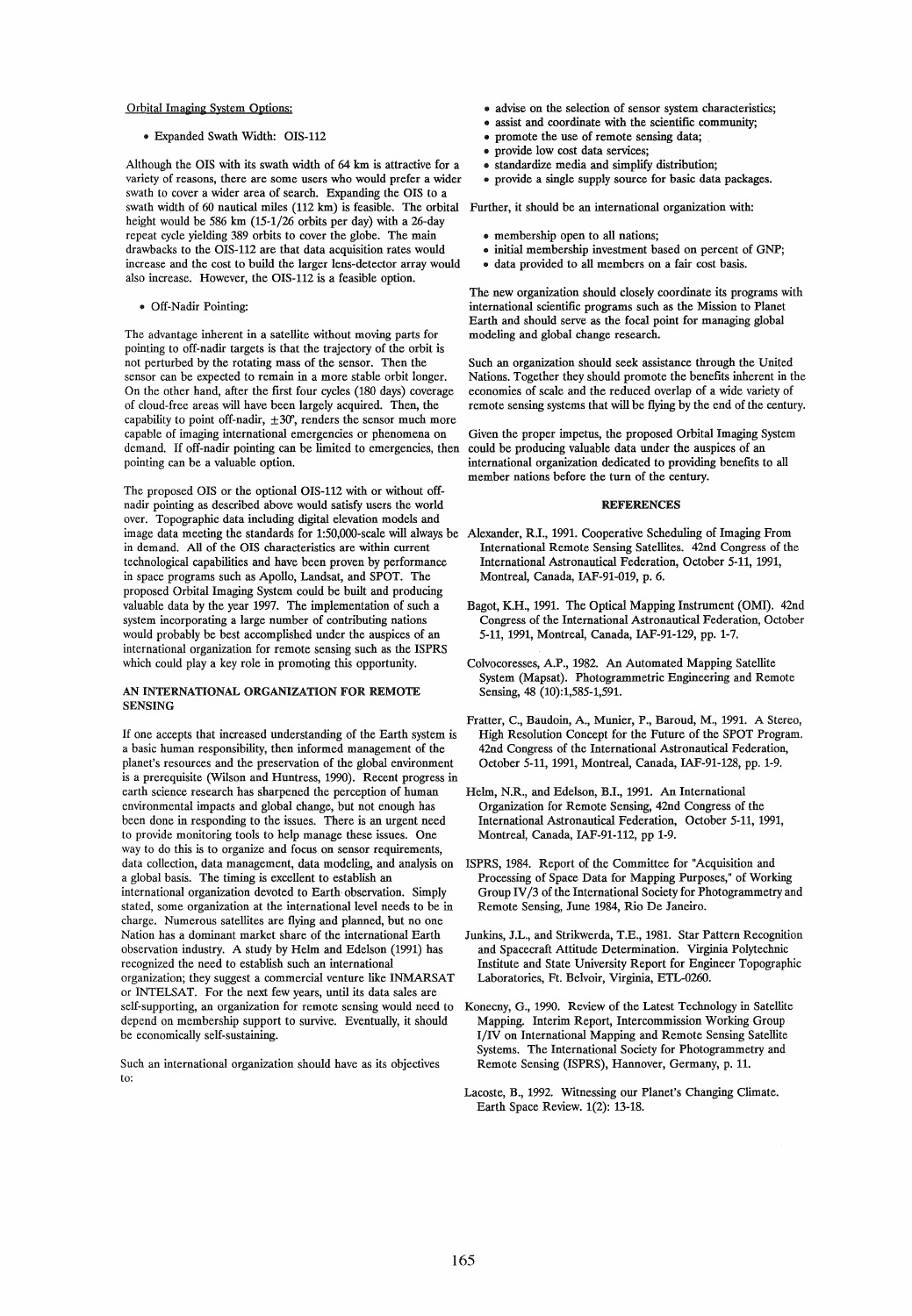Orbital Imaging System Options:

- Expanded Swath Width: OIS-112

Although the OIS with its swath width of 64 km is attractive for a variety of reasons, there are some users who would prefer a wider swath to cover a wider area of search. Expanding the OIS to a swath width of 60 nautical miles (112 km) is feasible. The orbital height would be 586 km (15-1/26 orbits per day) with a 26-day repeat cycle yielding 389 orbits to cover the globe. The main drawbacks to the OIS-112 are that data acquisition rates would increase and the cost to build the larger lens-detector array would also increase. However, the OIS-112 is a feasible option.

- Off-Nadir Pointing:

The advantage inherent in a satellite without moving parts for pointing to off-nadir targets is that the trajectory of the orbit is not perturbed by the rotating mass of the sensor. Then the sensor can be expected to remain in a more stable orbit longer. On the other hand, after the first four cycles (180 days) coverage of cloud-free areas will have been largely acquired. Then, the capability to point off-nadir, $\pm 30°$, renders the sensor much more capable of imaging international emergencies or phenomena on demand. If off-nadir pointing can be limited to emergencies, then pointing can be a valuable option.

The proposed OIS or the optional OIS-112 with or without off-nadir pointing as described above would satisfy users the world over. Topographic data including digital elevation models and image data meeting the standards for 1:50,000-scale will always be in demand. All of the OIS characteristics are within current technological capabilities and have been proven by performance in space programs such as Apollo, Landsat, and SPOT. The proposed Orbital Imaging System could be built and producing valuable data by the year 1997. The implementation of such a system incorporating a large number of contributing nations would probably be best accomplished under the auspices of an international organization for remote sensing such as the ISPRS which could play a key role in promoting this opportunity.

## AN INTERNATIONAL ORGANIZATION FOR REMOTE SENSING

If one accepts that increased understanding of the Earth system is a basic human responsibility, then informed management of the planet's resources and the preservation of the global environment is a prerequisite (Wilson and Huntress, 1990). Recent progress in earth science research has sharpened the perception of human environmental impacts and global change, but not enough has been done in responding to the issues. There is an urgent need to provide monitoring tools to help manage these issues. One way to do this is to organize and focus on sensor requirements, data collection, data management, data modeling, and analysis on a global basis. The timing is excellent to establish an international organization devoted to Earth observation. Simply stated, some organization at the international level needs to be in charge. Numerous satellites are flying and planned, but no one Nation has a dominant market share of the international Earth observation industry. A study by Helm and Edelson (1991) has recognized the need to establish such an international organization; they suggest a commercial venture like INMARSAT or INTELSAT. For the next few years, until its data sales are self-supporting, an organization for remote sensing would need to depend on membership support to survive. Eventually, it should be economically self-sustaining.

Such an international organization should have as its objectives to:

- advise on the selection of sensor system characteristics;
- assist and coordinate with the scientific community;
- promote the use of remote sensing data;
- provide low cost data services;
- standardize media and simplify distribution;
- provide a single supply source for basic data packages.

Further, it should be an international organization with:

- membership open to all nations;
- initial membership investment based on percent of GNP;
- data provided to all members on a fair cost basis.

The new organization should closely coordinate its programs with international scientific programs such as the Mission to Planet Earth and should serve as the focal point for managing global modeling and global change research.

Such an organization should seek assistance through the United Nations. Together they should promote the benefits inherent in the economies of scale and the reduced overlap of a wide variety of remote sensing systems that will be flying by the end of the century.

Given the proper impetus, the proposed Orbital Imaging System could be producing valuable data under the auspices of an international organization dedicated to providing benefits to all member nations before the turn of the century.

## REFERENCES

Alexander, R.I., 1991. Cooperative Scheduling of Imaging From International Remote Sensing Satellites. 42nd Congress of the International Astronautical Federation, October 5-11, 1991, Montreal, Canada, IAF-91-019, p. 6.

Bagot, K.H., 1991. The Optical Mapping Instrument (OMI). 42nd Congress of the International Astronautical Federation, October 5-11, 1991, Montreal, Canada, IAF-91-129, pp. 1-7.

Colvocoresses, A.P., 1982. An Automated Mapping Satellite System (Mapsat). Photogrammetric Engineering and Remote Sensing, 48 (10):1,585-1,591.

Fratter, C., Baudoin, A., Munier, P., Baroud, M., 1991. A Stereo, High Resolution Concept for the Future of the SPOT Program. 42nd Congress of the International Astronautical Federation, October 5-11, 1991, Montreal, Canada, IAF-91-128, pp. 1-9.

Helm, N.R., and Edelson, B.I., 1991. An International Organization for Remote Sensing, 42nd Congress of the International Astronautical Federation, October 5-11, 1991, Montreal, Canada, IAF-91-112, pp 1-9.

ISPRS, 1984. Report of the Committee for "Acquisition and Processing of Space Data for Mapping Purposes," of Working Group IV/3 of the International Society for Photogrammetry and Remote Sensing, June 1984, Rio De Janeiro.

Junkins, J.L., and Strikwerda, T.E., 1981. Star Pattern Recognition and Spacecraft Attitude Determination. Virginia Polytechnic Institute and State University Report for Engineer Topographic Laboratories, Ft. Belvoir, Virginia, ETL-0260.

Konecny, G., 1990. Review of the Latest Technology in Satellite Mapping. Interim Report, Intercommission Working Group I/IV on International Mapping and Remote Sensing Satellite Systems. The International Society for Photogrammetry and Remote Sensing (ISPRS), Hannover, Germany, p. 11.

Lacoste, B., 1992. Witnessing our Planet's Changing Climate. Earth Space Review. 1(2): 13-18.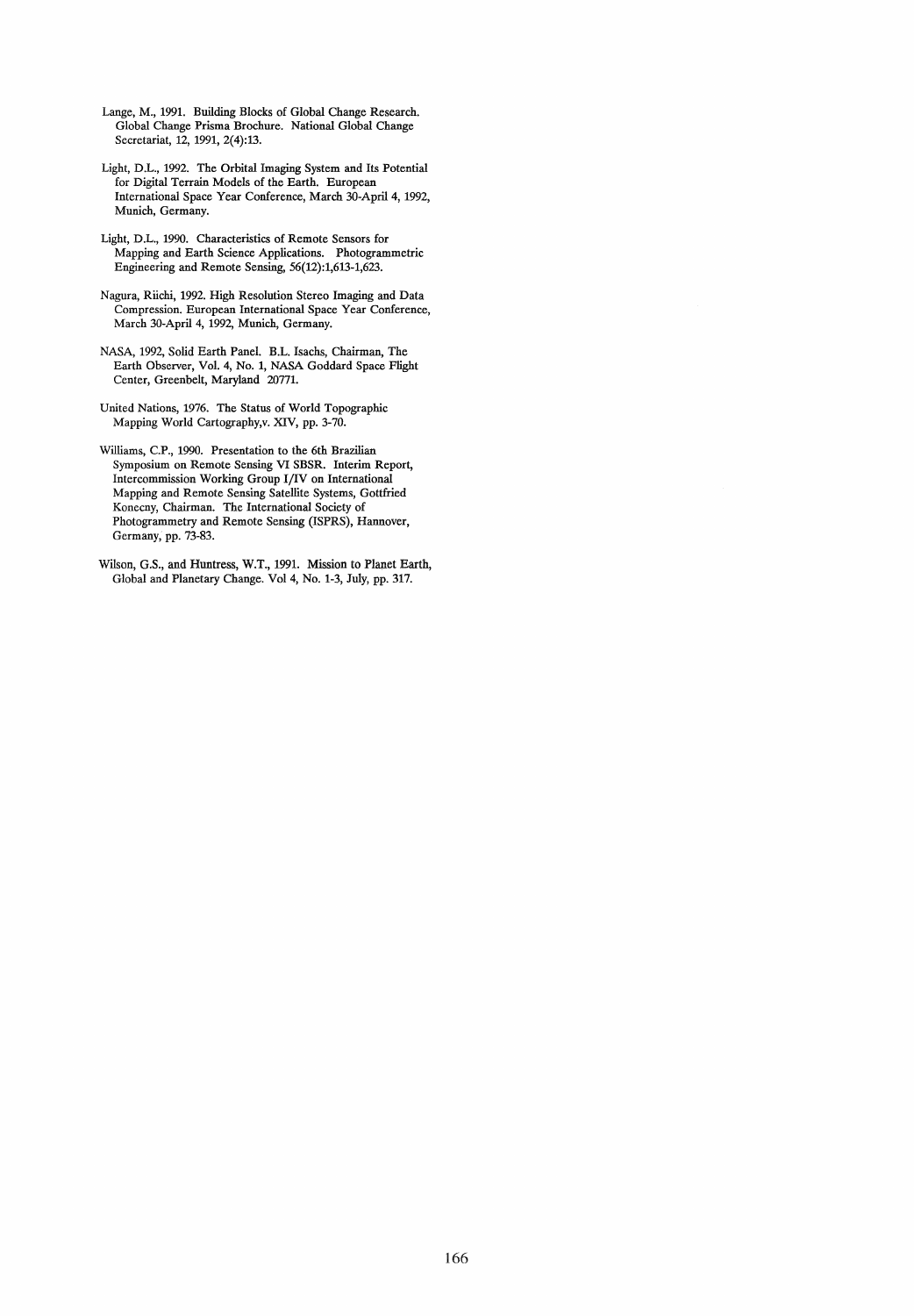Lange, M., 1991. Building Blocks of Global Change Research. Global Change Prisma Brochure. National Global Change Secretariat, 12, 1991, 2(4):13.

Light, D.L., 1992. The Orbital Imaging System and Its Potential for Digital Terrain Models of the Earth. European International Space Year Conference, March 30-April 4, 1992, Munich, Germany.

Light, D.L., 1990. Characteristics of Remote Sensors for Mapping and Earth Science Applications. Photogrammetric Engineering and Remote Sensing, 56(12):1,613-1,623.

Nagura, Riichi, 1992. High Resolution Stereo Imaging and Data Compression. European International Space Year Conference, March 30-April 4, 1992, Munich, Germany.

NASA, 1992, Solid Earth Panel. B.L. Isachs, Chairman, The Earth Observer, Vol. 4, No. 1, NASA Goddard Space Flight Center, Greenbelt, Maryland 20771.

United Nations, 1976. The Status of World Topographic Mapping World Cartography,v. XIV, pp. 3-70.

Williams, C.P., 1990. Presentation to the 6th Brazilian Symposium on Remote Sensing VI SBSR. Interim Report, Intercommission Working Group I/IV on International Mapping and Remote Sensing Satellite Systems, Gottfried Konecny, Chairman. The International Society of Photogrammetry and Remote Sensing (ISPRS), Hannover, Germany, pp. 73-83.

Wilson, G.S., and Huntress, W.T., 1991. Mission to Planet Earth, Global and Planetary Change. Vol 4, No. 1-3, July, pp. 317.